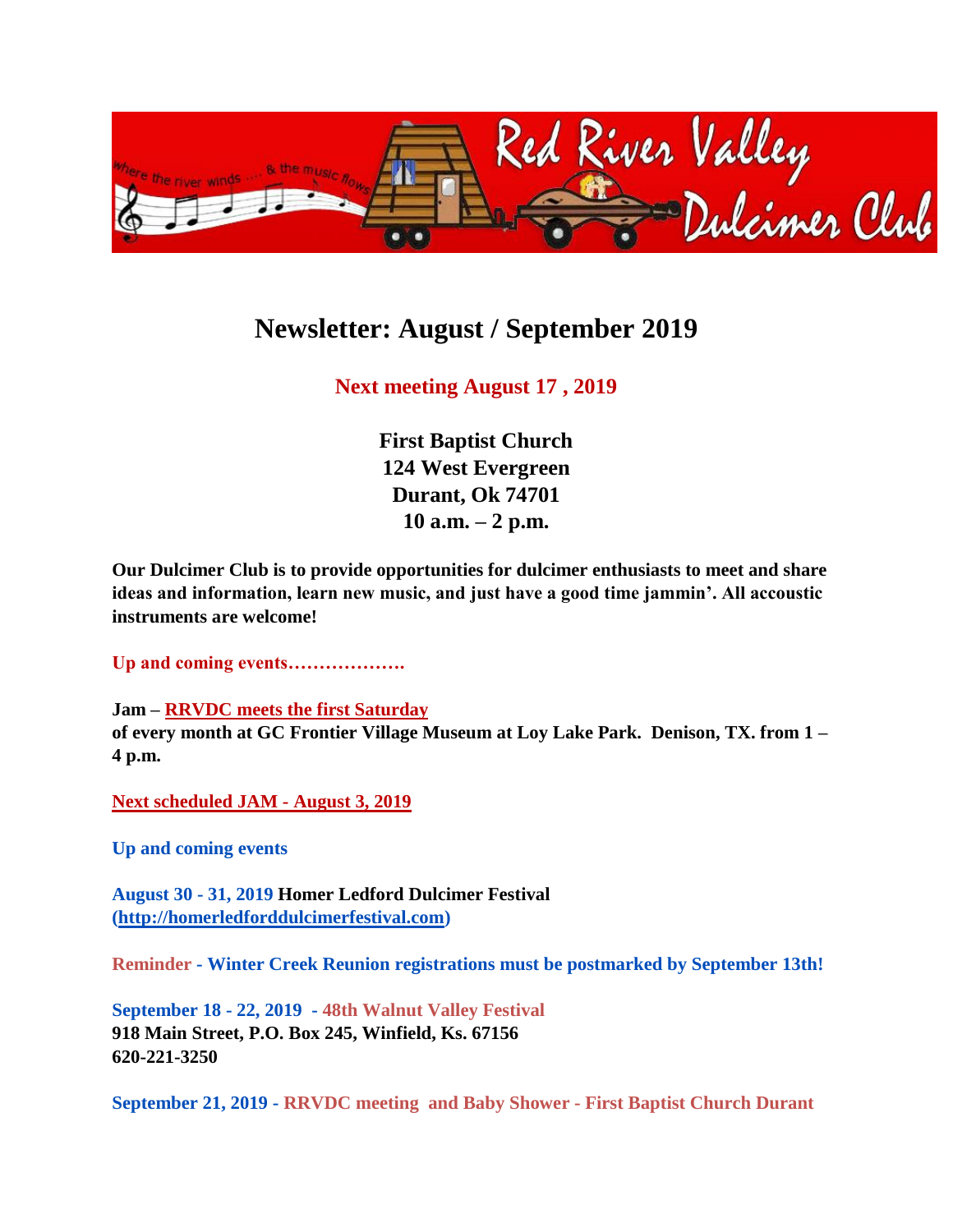# Newsletter: August / September 2019

## Next meeting August 17 , 2019

**First Baptist Church**
**124 West Evergreen**
**Durant, Ok 74701**
**10 a.m. – 2 p.m.**

**Our Dulcimer Club is to provide opportunities for dulcimer enthusiasts to meet and share ideas and information, learn new music, and just have a good time jammin'. All accoustic instruments are welcome!**

**Up and coming events……………….**

**Jam – RRVDC meets the first Saturday of every month at GC Frontier Village Museum at Loy Lake Park. Denison, TX. from 1 – 4 p.m.**

**Next scheduled JAM - August 3, 2019**

**Up and coming events**

**August 30 - 31, 2019 Homer Ledford Dulcimer Festival (http://homerledforddulcimerfestival.com)**

**Reminder - Winter Creek Reunion registrations must be postmarked by September 13th!**

**September 18 - 22, 2019 - 48th Walnut Valley Festival**
**918 Main Street, P.O. Box 245, Winfield, Ks. 67156**
**620-221-3250**

**September 21, 2019 - RRVDC meeting and Baby Shower - First Baptist Church Durant**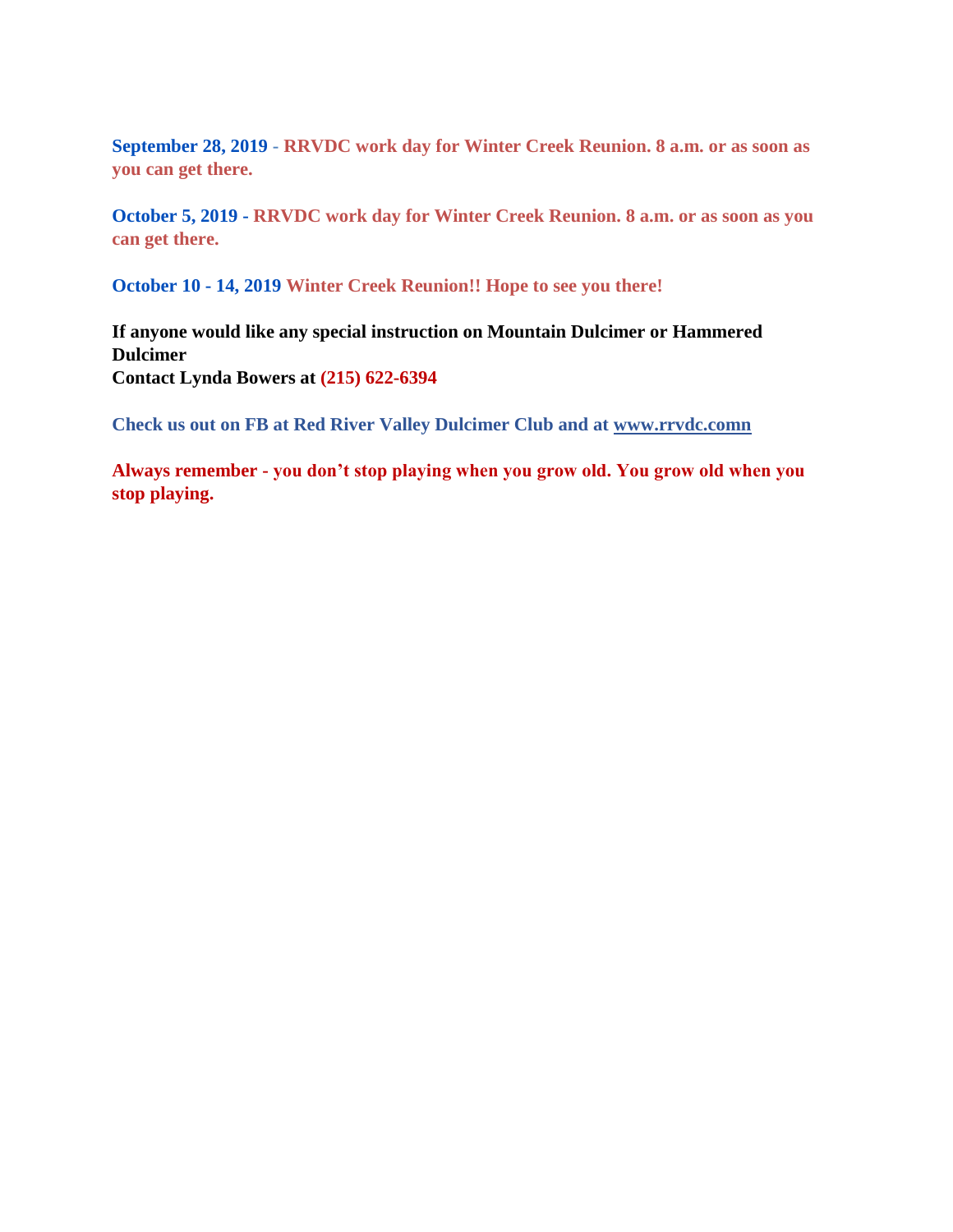**September 28, 2019 - RRVDC work day for Winter Creek Reunion. 8 a.m. or as soon as you can get there.**

**October 5, 2019 - RRVDC work day for Winter Creek Reunion. 8 a.m. or as soon as you can get there.**

**October 10 - 14, 2019 Winter Creek Reunion!! Hope to see you there!**

**If anyone would like any special instruction on Mountain Dulcimer or Hammered Dulcimer**
**Contact Lynda Bowers at (215) 622-6394**

**Check us out on FB at Red River Valley Dulcimer Club and at www.rrvdc.comn**

**Always remember - you don't stop playing when you grow old. You grow old when you stop playing.**